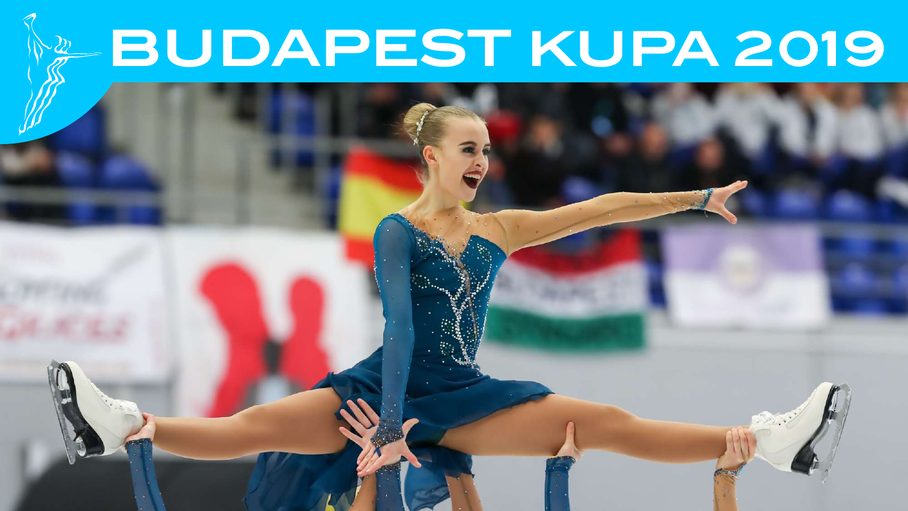# BUDAPEST KUPA 2019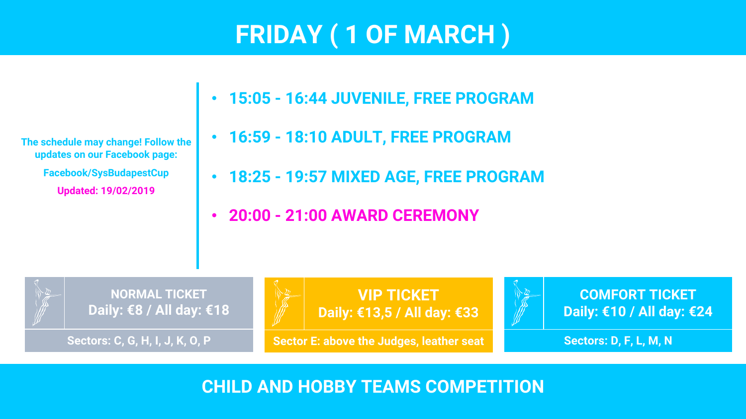# FRIDAY ( 1 OF MARCH )

The schedule may change! Follow the updates on our Facebook page:

Facebook/SysBudapestCup

Updated: 19/02/2019

- **15:05 - 16:44 JUVENILE, FREE PROGRAM**
- **16:59 - 18:10 ADULT, FREE PROGRAM**
- **18:25 - 19:57 MIXED AGE, FREE PROGRAM**
- **20:00 - 21:00 AWARD CEREMONY**

| NORMAL TICKET | VIP TICKET | COMFORT TICKET |
| --- | --- | --- |
| Daily: €8 / All day: €18 | Daily: €13,5 / All day: €33 | Daily: €10 / All day: €24 |
| Sectors: C, G, H, I, J, K, O, P | Sector E: above the Judges, leather seat | Sectors: D, F, L, M, N |

## CHILD AND HOBBY TEAMS COMPETITION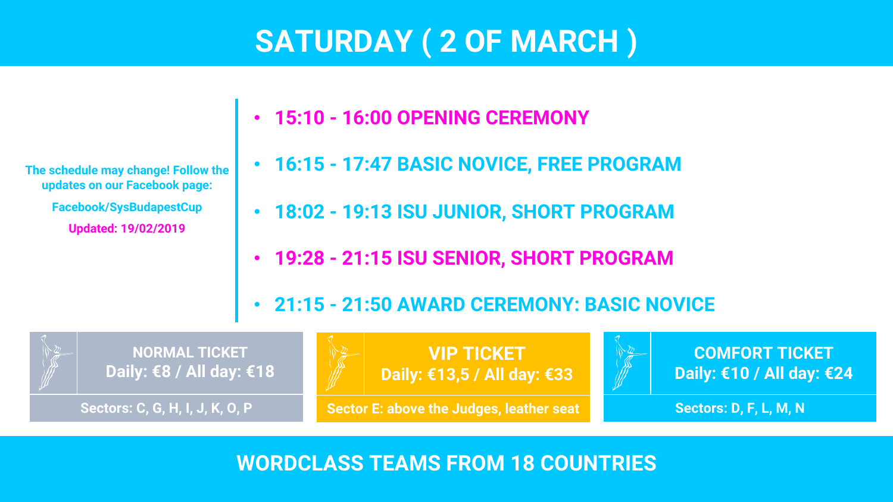# SATURDAY ( 2 OF MARCH )

The schedule may change! Follow the updates on our Facebook page:

Facebook/SysBudapestCup

Updated: 19/02/2019

- **15:10 - 16:00 OPENING CEREMONY**
- **16:15 - 17:47 BASIC NOVICE, FREE PROGRAM**
- **18:02 - 19:13 ISU JUNIOR, SHORT PROGRAM**
- **19:28 - 21:15 ISU SENIOR, SHORT PROGRAM**
- **21:15 - 21:50 AWARD CEREMONY: BASIC NOVICE**

**NORMAL TICKET**
Daily: €8 / All day: €18
Sectors: C, G, H, I, J, K, O, P

**VIP TICKET**
Daily: €13,5 / All day: €33
Sector E: above the Judges, leather seat

**COMFORT TICKET**
Daily: €10 / All day: €24
Sectors: D, F, L, M, N

**WORDCLASS TEAMS FROM 18 COUNTRIES**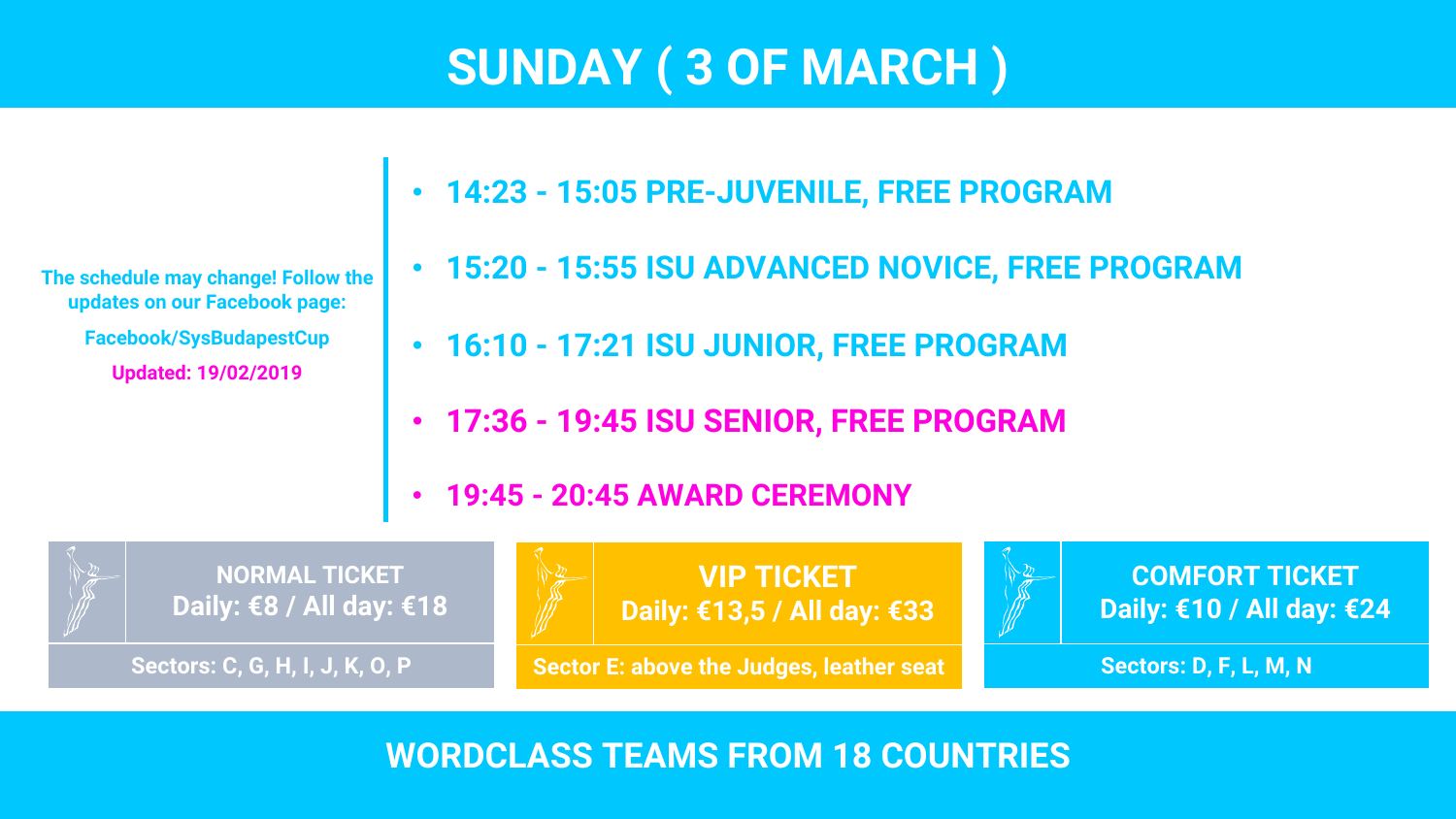# SUNDAY ( 3 OF MARCH )

The schedule may change! Follow the updates on our Facebook page:

Facebook/SysBudapestCup

Updated: 19/02/2019

- **14:23 - 15:05 PRE-JUVENILE, FREE PROGRAM**
- **15:20 - 15:55 ISU ADVANCED NOVICE, FREE PROGRAM**
- **16:10 - 17:21 ISU JUNIOR, FREE PROGRAM**
- **17:36 - 19:45 ISU SENIOR, FREE PROGRAM**
- **19:45 - 20:45 AWARD CEREMONY**

| NORMAL TICKET | VIP TICKET | COMFORT TICKET |
| --- | --- | --- |
| Daily: €8 / All day: €18 | Daily: €13,5 / All day: €33 | Daily: €10 / All day: €24 |
| Sectors: C, G, H, I, J, K, O, P | Sector E: above the Judges, leather seat | Sectors: D, F, L, M, N |

**WORDCLASS TEAMS FROM 18 COUNTRIES**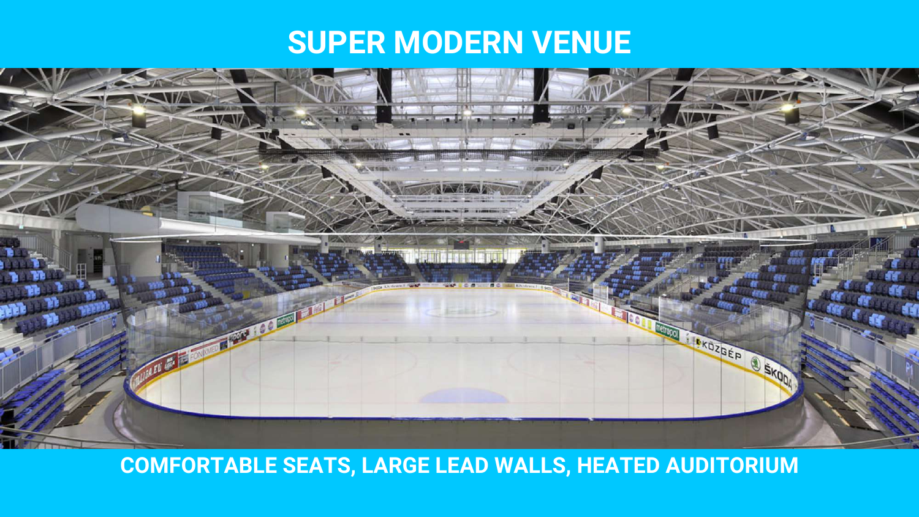# SUPER MODERN VENUE

**COMFORTABLE SEATS, LARGE LEAD WALLS, HEATED AUDITORIUM**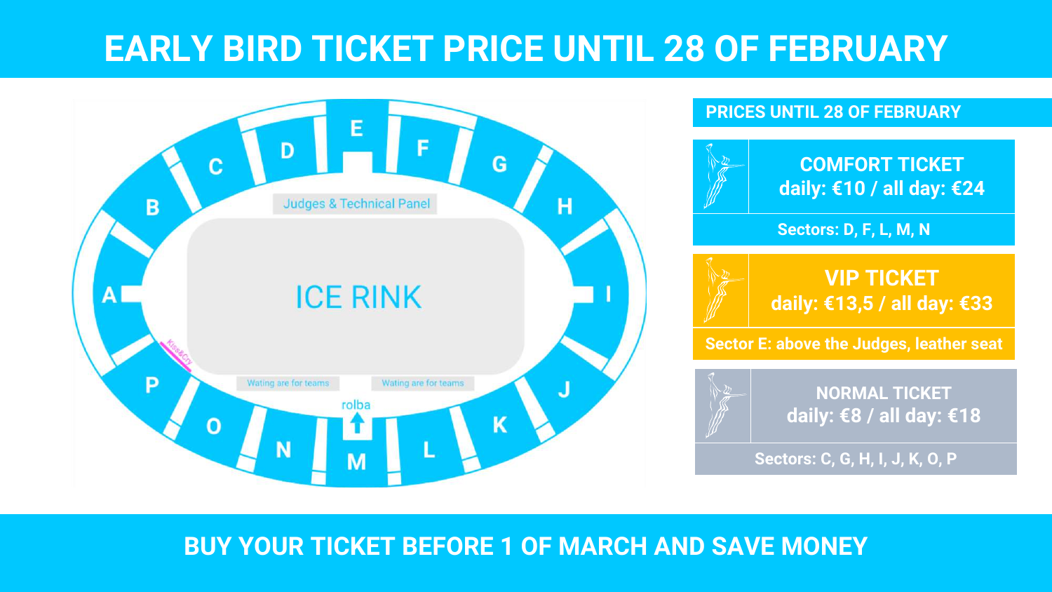# EARLY BIRD TICKET PRICE UNTIL 28 OF FEBRUARY

ICE RINK

Judges & Technical Panel

Wating are for teams

Wating are for teams

rolba

Kiss&Cry

A B C D E F G H I J K L M N O P

## PRICES UNTIL 28 OF FEBRUARY

**COMFORT TICKET**
**daily: €10 / all day: €24**

**Sectors: D, F, L, M, N**

**VIP TICKET**
**daily: €13,5 / all day: €33**

**Sector E: above the Judges, leather seat**

**NORMAL TICKET**
**daily: €8 / all day: €18**

**Sectors: C, G, H, I, J, K, O, P**

**BUY YOUR TICKET BEFORE 1 OF MARCH AND SAVE MONEY**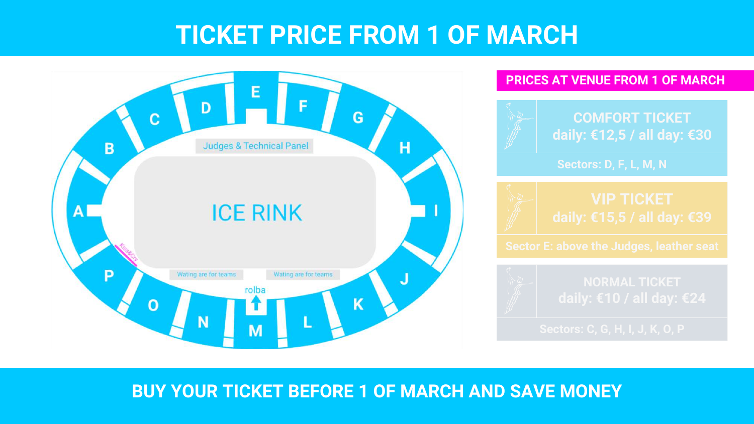# TICKET PRICE FROM 1 OF MARCH

Judges & Technical Panel

ICE RINK

Kiss&Cry

Wating are for teams

Wating are for teams

rolba

A B C D E F G H I J K L M N O P

## PRICES AT VENUE FROM 1 OF MARCH

**COMFORT TICKET**
daily: €12,5 / all day: €30

Sectors: D, F, L, M, N

**VIP TICKET**
daily: €15,5 / all day: €39

Sector E: above the Judges, leather seat

**NORMAL TICKET**
daily: €10 / all day: €24

Sectors: C, G, H, I, J, K, O, P

**BUY YOUR TICKET BEFORE 1 OF MARCH AND SAVE MONEY**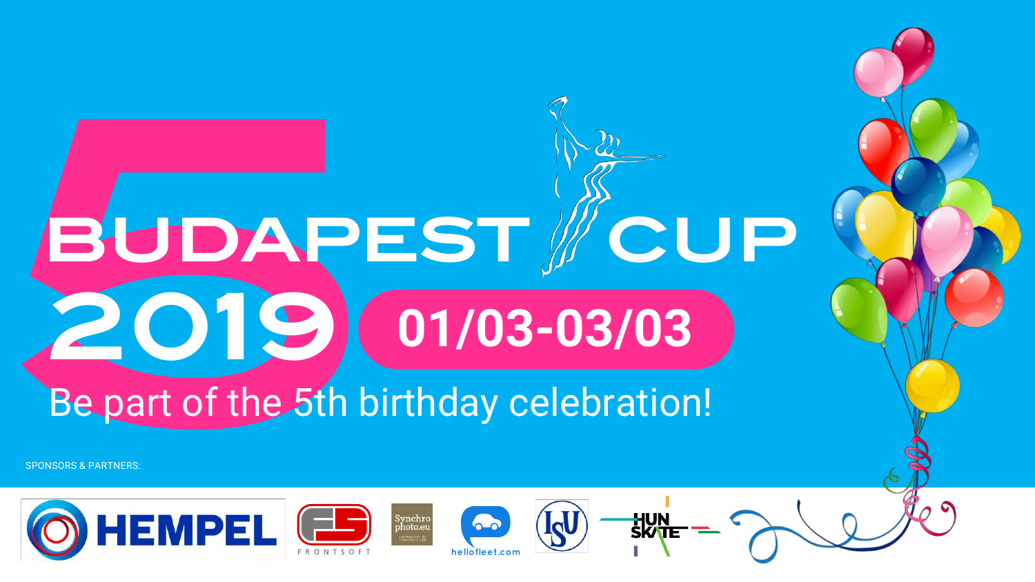# BUDAPEST CUP 2019

**01/03-03/03**

Be part of the 5th birthday celebration!

SPONSORS & PARTNERS:

HEMPEL

FRONTSOFT

Synchro photo.eu

hellofleet.com

ISU

HUN SKATE